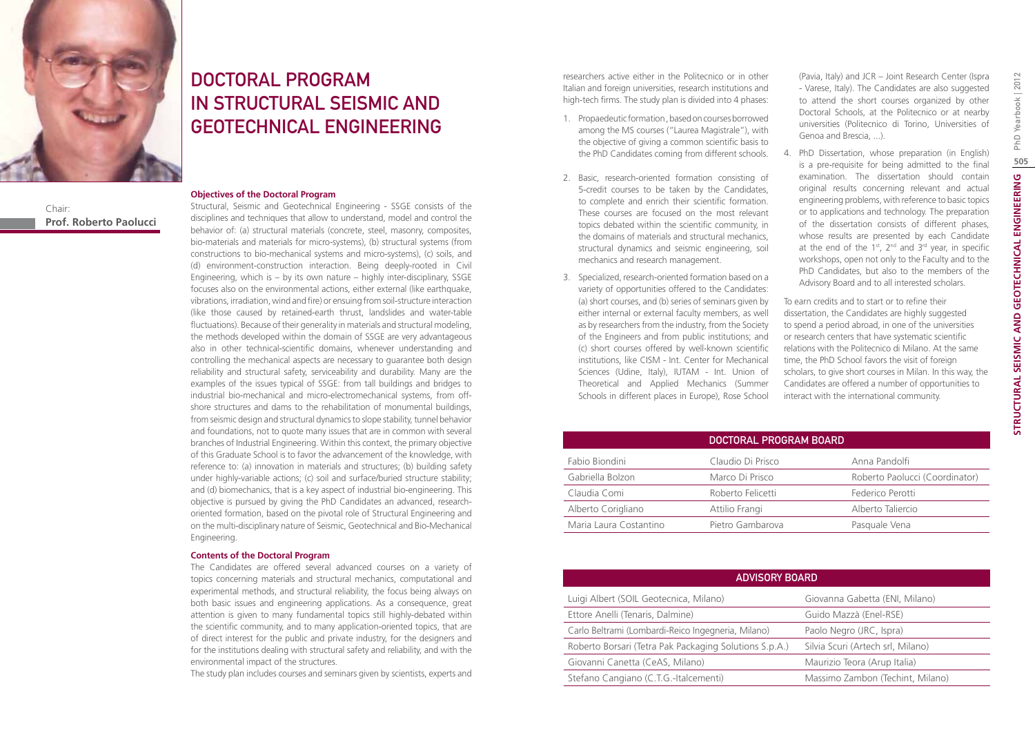# DOCTORAL PROGRAM IN STRUCTURAL SEISMIC AND GEOTECHNICAL ENGINEERING

Chair:
**Prof. Roberto Paolucci**

### Objectives of the Doctoral Program

Structural, Seismic and Geotechnical Engineering - SSGE consists of the disciplines and techniques that allow to understand, model and control the behavior of: (a) structural materials (concrete, steel, masonry, composites, bio-materials and materials for micro-systems), (b) structural systems (from constructions to bio-mechanical systems and micro-systems), (c) soils, and (d) environment-construction interaction. Being deeply-rooted in Civil Engineering, which is – by its own nature – highly inter-disciplinary, SSGE focuses also on the environmental actions, either external (like earthquake, vibrations, irradiation, wind and fire) or ensuing from soil-structure interaction (like those caused by retained-earth thrust, landslides and water-table fluctuations). Because of their generality in materials and structural modeling, the methods developed within the domain of SSGE are very advantageous also in other technical-scientific domains, whenever understanding and controlling the mechanical aspects are necessary to guarantee both design reliability and structural safety, serviceability and durability. Many are the examples of the issues typical of SSGE: from tall buildings and bridges to industrial bio-mechanical and micro-electromechanical systems, from off-shore structures and dams to the rehabilitation of monumental buildings, from seismic design and structural dynamics to slope stability, tunnel behavior and foundations, not to quote many issues that are in common with several branches of Industrial Engineering. Within this context, the primary objective of this Graduate School is to favor the advancement of the knowledge, with reference to: (a) innovation in materials and structures; (b) building safety under highly-variable actions; (c) soil and surface/buried structure stability; and (d) biomechanics, that is a key aspect of industrial bio-engineering. This objective is pursued by giving the PhD Candidates an advanced, research-oriented formation, based on the pivotal role of Structural Engineering and on the multi-disciplinary nature of Seismic, Geotechnical and Bio-Mechanical Engineering.

### Contents of the Doctoral Program

The Candidates are offered several advanced courses on a variety of topics concerning materials and structural mechanics, computational and experimental methods, and structural reliability, the focus being always on both basic issues and engineering applications. As a consequence, great attention is given to many fundamental topics still highly-debated within the scientific community, and to many application-oriented topics, that are of direct interest for the public and private industry, for the designers and for the institutions dealing with structural safety and reliability, and with the environmental impact of the structures.

The study plan includes courses and seminars given by scientists, experts and researchers active either in the Politecnico or in other Italian and foreign universities, research institutions and high-tech firms. The study plan is divided into 4 phases:

1. Propaedeutic formation, based on courses borrowed among the MS courses ("Laurea Magistrale"), with the objective of giving a common scientific basis to the PhD Candidates coming from different schools.
2. Basic, research-oriented formation consisting of 5-credit courses to be taken by the Candidates, to complete and enrich their scientific formation. These courses are focused on the most relevant topics debated within the scientific community, in the domains of materials and structural mechanics, structural dynamics and seismic engineering, soil mechanics and research management.
3. Specialized, research-oriented formation based on a variety of opportunities offered to the Candidates: (a) short courses, and (b) series of seminars given by either internal or external faculty members, as well as by researchers from the industry, from the Society of the Engineers and from public institutions; and (c) short courses offered by well-known scientific institutions, like CISM - Int. Center for Mechanical Sciences (Udine, Italy), IUTAM - Int. Union of Theoretical and Applied Mechanics (Summer Schools in different places in Europe), Rose School (Pavia, Italy) and JCR – Joint Research Center (Ispra - Varese, Italy). The Candidates are also suggested to attend the short courses organized by other Doctoral Schools, at the Politecnico or at nearby universities (Politecnico di Torino, Universities of Genoa and Brescia, ...).
4. PhD Dissertation, whose preparation (in English) is a pre-requisite for being admitted to the final examination. The dissertation should contain original results concerning relevant and actual engineering problems, with reference to basic topics or to applications and technology. The preparation of the dissertation consists of different phases, whose results are presented by each Candidate at the end of the 1st, 2nd and 3rd year, in specific workshops, open not only to the Faculty and to the PhD Candidates, but also to the members of the Advisory Board and to all interested scholars.

To earn credits and to start or to refine their dissertation, the Candidates are highly suggested to spend a period abroad, in one of the universities or research centers that have systematic scientific relations with the Politecnico di Milano. At the same time, the PhD School favors the visit of foreign scholars, to give short courses in Milan. In this way, the Candidates are offered a number of opportunities to interact with the international community.

| DOCTORAL PROGRAM BOARD | | |
|---|---|---|
| Fabio Biondini | Claudio Di Prisco | Anna Pandolfi |
| Gabriella Bolzon | Marco Di Prisco | Roberto Paolucci (Coordinator) |
| Claudia Comi | Roberto Felicetti | Federico Perotti |
| Alberto Corigliano | Attilio Frangi | Alberto Taliercio |
| Maria Laura Costantino | Pietro Gambarova | Pasquale Vena |

| ADVISORY BOARD | |
|---|---|
| Luigi Albert (SOIL Geotecnica, Milano) | Giovanna Gabetta (ENI, Milano) |
| Ettore Anelli (Tenaris, Dalmine) | Guido Mazzà (Enel-RSE) |
| Carlo Beltrami (Lombardi-Reico Ingegneria, Milano) | Paolo Negro (JRC, Ispra) |
| Roberto Borsari (Tetra Pak Packaging Solutions S.p.A.) | Silvia Scuri (Artech srl, Milano) |
| Giovanni Canetta (CeAS, Milano) | Maurizio Teora (Arup Italia) |
| Stefano Cangiano (C.T.G.-Italcementi) | Massimo Zambon (Techint, Milano) |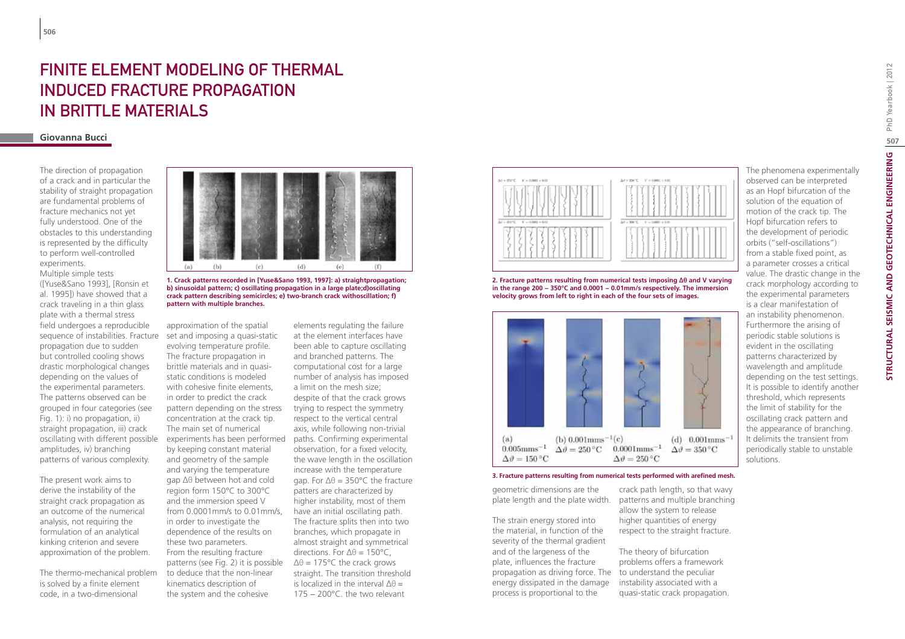# FINITE ELEMENT MODELING OF THERMAL INDUCED FRACTURE PROPAGATION IN BRITTLE MATERIALS

**Giovanna Bucci**

The direction of propagation of a crack and in particular the stability of straight propagation are fundamental problems of fracture mechanics not yet fully understood. One of the obstacles to this understanding is represented by the difficulty to perform well-controlled experiments.
Multiple simple tests ([Yuse&Sano 1993], [Ronsin et al. 1995]) have showed that a crack traveling in a thin glass plate with a thermal stress field undergoes a reproducible sequence of instabilities. Fracture propagation due to sudden but controlled cooling shows drastic morphological changes depending on the values of the experimental parameters. The patterns observed can be grouped in four categories (see Fig. 1): i) no propagation, ii) straight propagation, iii) crack oscillating with different possible amplitudes, iv) branching patterns of various complexity.

The present work aims to derive the instability of the straight crack propagation as an outcome of the numerical analysis, not requiring the formulation of an analytical kinking criterion and severe approximation of the problem.

The thermo-mechanical problem is solved by a finite element code, in a two-dimensional approximation of the spatial set and imposing a quasi-static evolving temperature profile. The fracture propagation in brittle materials and in quasi-static conditions is modeled with cohesive finite elements, in order to predict the crack pattern depending on the stress concentration at the crack tip. The main set of numerical experiments has been performed by keeping constant material and geometry of the sample and varying the temperature gap Δθ between hot and cold region form 150°C to 300°C and the immersion speed V from 0.0001mm/s to 0.01mm/s, in order to investigate the dependence of the results on these two parameters. From the resulting fracture patterns (see Fig. 2) it is possible to deduce that the non-linear kinematics description of the system and the cohesive elements regulating the failure at the element interfaces have been able to capture oscillating and branched patterns. The computational cost for a large number of analysis has imposed a limit on the mesh size; despite of that the crack grows trying to respect the symmetry respect to the vertical central axis, while following non-trivial paths. Confirming experimental observation, for a fixed velocity, the wave length in the oscillation increase with the temperature gap. For Δθ = 350°C the fracture patters are characterized by higher instability, most of them have an initial oscillating path. The fracture splits then into two branches, which propagate in almost straight and symmetrical directions. For Δθ = 150°C, Δθ = 175°C the crack grows straight. The transition threshold is localized in the interval Δθ = 175 – 200°C. the two relevant geometric dimensions are the plate length and the plate width.

The strain energy stored into the material, in function of the severity of the thermal gradient and of the largeness of the plate, influences the fracture propagation as driving force. The energy dissipated in the damage process is proportional to the crack path length, so that wavy patterns and multiple branching allow the system to release higher quantities of energy respect to the straight fracture.

The theory of bifurcation problems offers a framework to understand the peculiar instability associated with a quasi-static crack propagation.

The phenomena experimentally observed can be interpreted as an Hopf bifurcation of the solution of the equation of motion of the crack tip. The Hopf bifurcation refers to the development of periodic orbits ("self-oscillations") from a stable fixed point, as a parameter crosses a critical value. The drastic change in the crack morphology according to the experimental parameters is a clear manifestation of an instability phenomenon. Furthermore the arising of periodic stable solutions is evident in the oscillating patterns characterized by wavelength and amplitude depending on the test settings. It is possible to identify another threshold, which represents the limit of stability for the oscillating crack pattern and the appearance of branching. It delimits the transient from periodically stable to unstable solutions.

**1. Crack patterns recorded in [Yuse&Sano 1993, 1997]: a) straightpropagation; b) sinusoidal pattern; c) oscillating propagation in a large plate;d)oscillating crack pattern describing semicircles; e) two-branch crack withoscillation; f) pattern with multiple branches.**

**2. Fracture patterns resulting from numerical tests imposing Δθ and V varying in the range 200 – 350°C and 0.0001 – 0.01mm/s respectively. The immersion velocity grows from left to right in each of the four sets of images.**

**3. Fracture patterns resulting from numerical tests performed with arefined mesh.**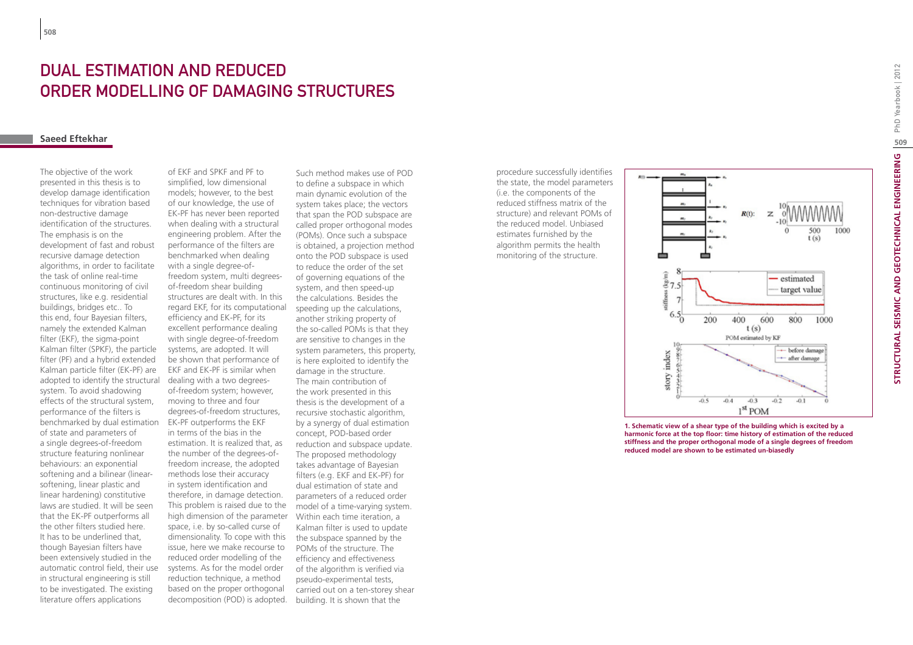# DUAL ESTIMATION AND REDUCED ORDER MODELLING OF DAMAGING STRUCTURES

**Saeed Eftekhar**

The objective of the work presented in this thesis is to develop damage identification techniques for vibration based non-destructive damage identification of the structures. The emphasis is on the development of fast and robust recursive damage detection algorithms, in order to facilitate the task of online real-time continuous monitoring of civil structures, like e.g. residential buildings, bridges etc.. To this end, four Bayesian filters, namely the extended Kalman filter (EKF), the sigma-point Kalman filter (SPKF), the particle filter (PF) and a hybrid extended Kalman particle filter (EK-PF) are adopted to identify the structural system. To avoid shadowing effects of the structural system, performance of the filters is benchmarked by dual estimation of state and parameters of a single degrees-of-freedom structure featuring nonlinear behaviours: an exponential softening and a bilinear (linear-softening, linear plastic and linear hardening) constitutive laws are studied. It will be seen that the EK-PF outperforms all the other filters studied here. It has to be underlined that, though Bayesian filters have been extensively studied in the automatic control field, their use in structural engineering is still to be investigated. The existing literature offers applications of EKF and SPKF and PF to simplified, low dimensional models; however, to the best of our knowledge, the use of EK-PF has never been reported when dealing with a structural engineering problem. After the performance of the filters are benchmarked when dealing with a single degree-of-freedom system, multi degrees-of-freedom shear building structures are dealt with. In this regard EKF, for its computational efficiency and EK-PF, for its excellent performance dealing with single degree-of-freedom systems, are adopted. It will be shown that performance of EKF and EK-PF is similar when dealing with a two degrees-of-freedom system; however, moving to three and four degrees-of-freedom structures, EK-PF outperforms the EKF in terms of the bias in the estimation. It is realized that, as the number of the degrees-of-freedom increase, the adopted methods lose their accuracy in system identification and therefore, in damage detection. This problem is raised due to the high dimension of the parameter space, i.e. by so-called curse of dimensionality. To cope with this issue, here we make recourse to reduced order modelling of the systems. As for the model order reduction technique, a method based on the proper orthogonal decomposition (POD) is adopted. Such method makes use of POD to define a subspace in which main dynamic evolution of the system takes place; the vectors that span the POD subspace are called proper orthogonal modes (POMs). Once such a subspace is obtained, a projection method onto the POD subspace is used to reduce the order of the set of governing equations of the system, and then speed-up the calculations. Besides the speeding up the calculations, another striking property of the so-called POMs is that they are sensitive to changes in the system parameters, this property, is here exploited to identify the damage in the structure. The main contribution of the work presented in this thesis is the development of a recursive stochastic algorithm, by a synergy of dual estimation concept, POD-based order reduction and subspace update. The proposed methodology takes advantage of Bayesian filters (e.g. EKF and EK-PF) for dual estimation of state and parameters of a reduced order model of a time-varying system. Within each time iteration, a Kalman filter is used to update the subspace spanned by the POMs of the structure. The efficiency and effectiveness of the algorithm is verified via pseudo-experimental tests, carried out on a ten-storey shear building. It is shown that the procedure successfully identifies the state, the model parameters (i.e. the components of the reduced stiffness matrix of the structure) and relevant POMs of the reduced model. Unbiased estimates furnished by the algorithm permits the health monitoring of the structure.

**1. Schematic view of a shear type of the building which is excited by a harmonic force at the top floor: time history of estimation of the reduced stiffness and the proper orthogonal mode of a single degrees of freedom reduced model are shown to be estimated un-biasedly**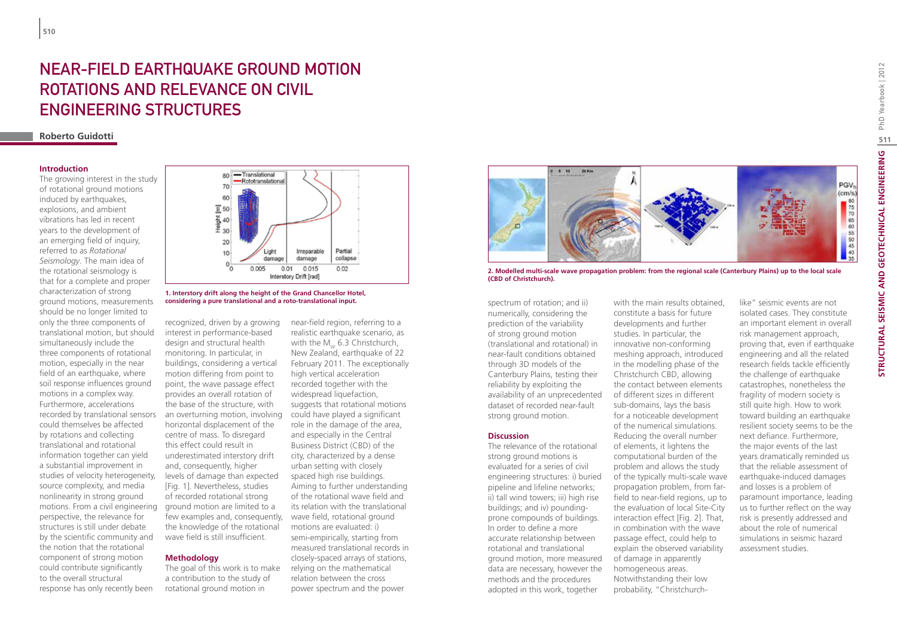# NEAR-FIELD EARTHQUAKE GROUND MOTION ROTATIONS AND RELEVANCE ON CIVIL ENGINEERING STRUCTURES

**Roberto Guidotti**

## Introduction

The growing interest in the study of rotational ground motions induced by earthquakes, explosions, and ambient vibrations has led in recent years to the development of an emerging field of inquiry, referred to as *Rotational Seismology*. The main idea of the rotational seismology is that for a complete and proper characterization of strong ground motions, measurements should be no longer limited to only the three components of translational motion, but should simultaneously include the three components of rotational motion, especially in the near field of an earthquake, where soil response influences ground motions in a complex way. Furthermore, accelerations recorded by translational sensors could themselves be affected by rotations and collecting translational and rotational information together can yield a substantial improvement in studies of velocity heterogeneity, source complexity, and media nonlinearity in strong ground motions. From a civil engineering perspective, the relevance for structures is still under debate by the scientific community and the notion that the rotational component of strong motion could contribute significantly to the overall structural response has only recently been recognized, driven by a growing interest in performance-based design and structural health monitoring. In particular, in buildings, considering a vertical motion differing from point to point, the wave passage effect provides an overall rotation of the base of the structure, with an overturning motion, involving horizontal displacement of the centre of mass. To disregard this effect could result in underestimated interstory drift and, consequently, higher levels of damage than expected [Fig. 1]. Nevertheless, studies of recorded rotational strong ground motion are limited to a few examples and, consequently, the knowledge of the rotational wave field is still insufficient.

**1. Interstory drift along the height of the Grand Chancellor Hotel, considering a pure translational and a roto-translational input.**

## Methodology

The goal of this work is to make a contribution to the study of rotational ground motion in near-field region, referring to a realistic earthquake scenario, as with the $M_W$ 6.3 Christchurch, New Zealand, earthquake of 22 February 2011. The exceptionally high vertical acceleration recorded together with the widespread liquefaction, suggests that rotational motions could have played a significant role in the damage of the area, and especially in the Central Business District (CBD) of the city, characterized by a dense urban setting with closely spaced high rise buildings. Aiming to further understanding of the rotational wave field and its relation with the translational wave field, rotational ground motions are evaluated: i) semi-empirically, starting from measured translational records in closely-spaced arrays of stations, relying on the mathematical relation between the cross power spectrum and the power spectrum of rotation; and ii) numerically, considering the prediction of the variability of strong ground motion (translational and rotational) in near-fault conditions obtained through 3D models of the Canterbury Plains, testing their reliability by exploiting the availability of an unprecedented dataset of recorded near-fault strong ground motion.

**2. Modelled multi-scale wave propagation problem: from the regional scale (Canterbury Plains) up to the local scale (CBD of Christchurch).**

## Discussion

The relevance of the rotational strong ground motions is evaluated for a series of civil engineering structures: i) buried pipeline and lifeline networks; ii) tall wind towers; iii) high rise buildings; and iv) pounding-prone compounds of buildings. In order to define a more accurate relationship between rotational and translational ground motion, more measured data are necessary, however the methods and the procedures adopted in this work, together with the main results obtained, constitute a basis for future developments and further studies. In particular, the innovative non-conforming meshing approach, introduced in the modelling phase of the Christchurch CBD, allowing the contact between elements of different sizes in different sub-domains, lays the basis for a noticeable development of the numerical simulations. Reducing the overall number of elements, it lightens the computational burden of the problem and allows the study of the typically multi-scale wave propagation problem, from far-field to near-field regions, up to the evaluation of local Site-City interaction effect [Fig. 2]. That, in combination with the wave passage effect, could help to explain the observed variability of damage in apparently homogeneous areas. Notwithstanding their low probability, "Christchurch-like" seismic events are not isolated cases. They constitute an important element in overall risk management approach, proving that, even if earthquake engineering and all the related research fields tackle efficiently the challenge of earthquake catastrophes, nonetheless the fragility of modern society is still quite high. How to work toward building an earthquake resilient society seems to be the next defiance. Furthermore, the major events of the last years dramatically reminded us that the reliable assessment of earthquake-induced damages and losses is a problem of paramount importance, leading us to further reflect on the way risk is presently addressed and about the role of numerical simulations in seismic hazard assessment studies.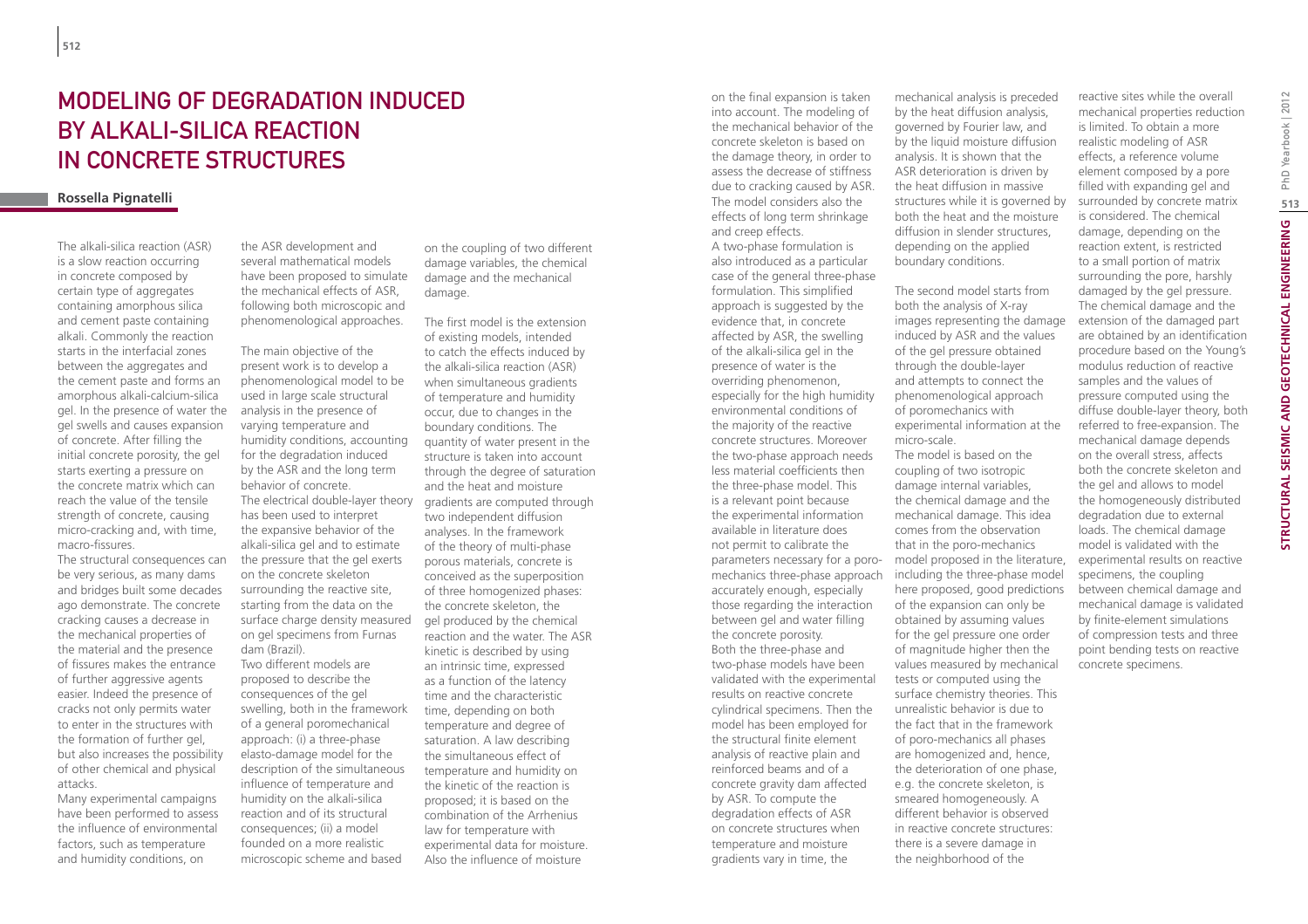# MODELING OF DEGRADATION INDUCED BY ALKALI-SILICA REACTION IN CONCRETE STRUCTURES

**Rossella Pignatelli**

The alkali-silica reaction (ASR) is a slow reaction occurring in concrete composed by certain type of aggregates containing amorphous silica and cement paste containing alkali. Commonly the reaction starts in the interfacial zones between the aggregates and the cement paste and forms an amorphous alkali-calcium-silica gel. In the presence of water the gel swells and causes expansion of concrete. After filling the initial concrete porosity, the gel starts exerting a pressure on the concrete matrix which can reach the value of the tensile strength of concrete, causing micro-cracking and, with time, macro-fissures.

The structural consequences can be very serious, as many dams and bridges built some decades ago demonstrate. The concrete cracking causes a decrease in the mechanical properties of the material and the presence of fissures makes the entrance of further aggressive agents easier. Indeed the presence of cracks not only permits water to enter in the structures with the formation of further gel, but also increases the possibility of other chemical and physical attacks.

Many experimental campaigns have been performed to assess the influence of environmental factors, such as temperature and humidity conditions, on the ASR development and several mathematical models have been proposed to simulate the mechanical effects of ASR, following both microscopic and phenomenological approaches.

The main objective of the present work is to develop a phenomenological model to be used in large scale structural analysis in the presence of varying temperature and humidity conditions, accounting for the degradation induced by the ASR and the long term behavior of concrete.

The electrical double-layer theory has been used to interpret the expansive behavior of the alkali-silica gel and to estimate the pressure that the gel exerts on the concrete skeleton surrounding the reactive site, starting from the data on the surface charge density measured on gel specimens from Furnas dam (Brazil).

Two different models are proposed to describe the consequences of the gel swelling, both in the framework of a general poromechanical approach: (i) a three-phase elasto-damage model for the description of the simultaneous influence of temperature and humidity on the alkali-silica reaction and of its structural consequences; (ii) a model founded on a more realistic microscopic scheme and based on the coupling of two different damage variables, the chemical damage and the mechanical damage.

The first model is the extension of existing models, intended to catch the effects induced by the alkali-silica reaction (ASR) when simultaneous gradients of temperature and humidity occur, due to changes in the boundary conditions. The quantity of water present in the structure is taken into account through the degree of saturation and the heat and moisture gradients are computed through two independent diffusion analyses. In the framework of the theory of multi-phase porous materials, concrete is conceived as the superposition of three homogenized phases: the concrete skeleton, the gel produced by the chemical reaction and the water. The ASR kinetic is described by using an intrinsic time, expressed as a function of the latency time and the characteristic time, depending on both temperature and degree of saturation. A law describing the simultaneous effect of temperature and humidity on the kinetic of the reaction is proposed; it is based on the combination of the Arrhenius law for temperature with experimental data for moisture. Also the influence of moisture on the final expansion is taken into account. The modeling of the mechanical behavior of the concrete skeleton is based on the damage theory, in order to assess the decrease of stiffness due to cracking caused by ASR. The model considers also the effects of long term shrinkage and creep effects.

A two-phase formulation is also introduced as a particular case of the general three-phase formulation. This simplified approach is suggested by the evidence that, in concrete affected by ASR, the swelling of the alkali-silica gel in the presence of water is the overriding phenomenon, especially for the high humidity environmental conditions of the majority of the reactive concrete structures. Moreover the two-phase approach needs less material coefficients then the three-phase model. This is a relevant point because the experimental information available in literature does not permit to calibrate the parameters necessary for a poro-mechanics three-phase approach accurately enough, especially those regarding the interaction between gel and water filling the concrete porosity.

Both the three-phase and two-phase models have been validated with the experimental results on reactive concrete cylindrical specimens. Then the model has been employed for the structural finite element analysis of reactive plain and reinforced beams and of a concrete gravity dam affected by ASR. To compute the degradation effects of ASR on concrete structures when temperature and moisture gradients vary in time, the mechanical analysis is preceded by the heat diffusion analysis, governed by Fourier law, and by the liquid moisture diffusion analysis. It is shown that the ASR deterioration is driven by the heat diffusion in massive structures while it is governed by both the heat and the moisture diffusion in slender structures, depending on the applied boundary conditions.

The second model starts from both the analysis of X-ray images representing the damage induced by ASR and the values of the gel pressure obtained through the double-layer and attempts to connect the phenomenological approach of poromechanics with experimental information at the micro-scale.

The model is based on the coupling of two isotropic damage internal variables, the chemical damage and the mechanical damage. This idea comes from the observation that in the poro-mechanics model proposed in the literature, including the three-phase model here proposed, good predictions of the expansion can only be obtained by assuming values for the gel pressure one order of magnitude higher then the values measured by mechanical tests or computed using the surface chemistry theories. This unrealistic behavior is due to the fact that in the framework of poro-mechanics all phases are homogenized and, hence, the deterioration of one phase, e.g. the concrete skeleton, is smeared homogeneously. A different behavior is observed in reactive concrete structures: there is a severe damage in the neighborhood of the reactive sites while the overall mechanical properties reduction is limited. To obtain a more realistic modeling of ASR effects, a reference volume element composed by a pore filled with expanding gel and surrounded by concrete matrix is considered. The chemical damage, depending on the reaction extent, is restricted to a small portion of matrix surrounding the pore, harshly damaged by the gel pressure. The chemical damage and the extension of the damaged part are obtained by an identification procedure based on the Young's modulus reduction of reactive samples and the values of pressure computed using the diffuse double-layer theory, both referred to free-expansion. The mechanical damage depends on the overall stress, affects both the concrete skeleton and the gel and allows to model the homogeneously distributed degradation due to external loads. The chemical damage model is validated with the experimental results on reactive specimens, the coupling between chemical damage and mechanical damage is validated by finite-element simulations of compression tests and three point bending tests on reactive concrete specimens.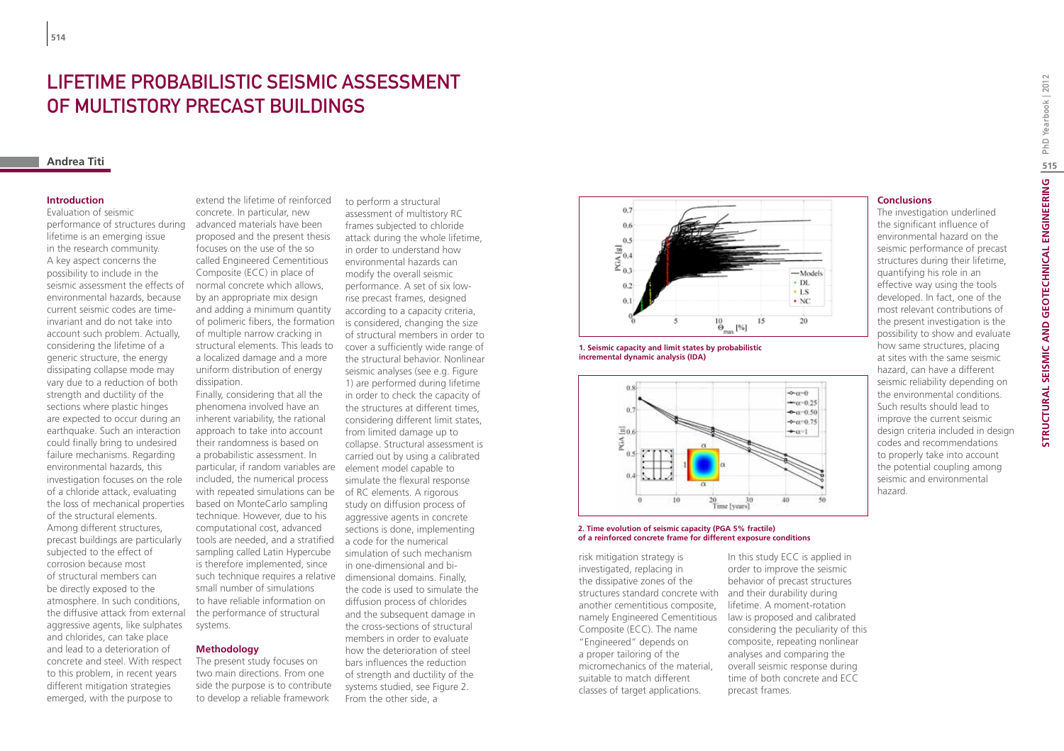# LIFETIME PROBABILISTIC SEISMIC ASSESSMENT OF MULTISTORY PRECAST BUILDINGS

**Andrea Titi**

## Introduction

Evaluation of seismic performance of structures during lifetime is an emerging issue in the research community. A key aspect concerns the possibility to include in the seismic assessment the effects of environmental hazards, because current seismic codes are time-invariant and do not take into account such problem. Actually, considering the lifetime of a generic structure, the energy dissipating collapse mode may vary due to a reduction of both strength and ductility of the sections where plastic hinges are expected to occur during an earthquake. Such an interaction could finally bring to undesired failure mechanisms. Regarding environmental hazards, this investigation focuses on the role of a chloride attack, evaluating the loss of mechanical properties of the structural elements. Among different structures, precast buildings are particularly subjected to the effect of corrosion because most of structural members can be directly exposed to the atmosphere. In such conditions, the diffusive attack from external aggressive agents, like sulphates and chlorides, can take place and lead to a deterioration of concrete and steel. With respect to this problem, in recent years different mitigation strategies emerged, with the purpose to extend the lifetime of reinforced concrete. In particular, new advanced materials have been proposed and the present thesis focuses on the use of the so called Engineered Cementitious Composite (ECC) in place of normal concrete which allows, by an appropriate mix design and adding a minimum quantity of polimeric fibers, the formation of multiple narrow cracking in structural elements. This leads to a localized damage and a more uniform distribution of energy dissipation.

Finally, considering that all the phenomena involved have an inherent variability, the rational approach to take into account their randomness is based on a probabilistic assessment. In particular, if random variables are included, the numerical process with repeated simulations can be based on MonteCarlo sampling technique. However, due to his computational cost, advanced tools are needed, and a stratified sampling called Latin Hypercube is therefore implemented, since such technique requires a relative small number of simulations to have reliable information on the performance of structural systems.

## Methodology

The present study focuses on two main directions. From one side the purpose is to contribute to develop a reliable framework to perform a structural assessment of multistory RC frames subjected to chloride attack during the whole lifetime, in order to understand how environmental hazards can modify the overall seismic performance. A set of six low-rise precast frames, designed according to a capacity criteria, is considered, changing the size of structural members in order to cover a sufficiently wide range of the structural behavior. Nonlinear seismic analyses (see e.g. Figure 1) are performed during lifetime in order to check the capacity of the structures at different times, considering different limit states, from limited damage up to collapse. Structural assessment is carried out by using a calibrated element model capable to simulate the flexural response of RC elements. A rigorous study on diffusion process of aggressive agents in concrete sections is done, implementing a code for the numerical simulation of such mechanism in one-dimensional and bi-dimensional domains. Finally, the code is used to simulate the diffusion process of chlorides and the subsequent damage in the cross-sections of structural members in order to evaluate how the deterioration of steel bars influences the reduction of strength and ductility of the systems studied, see Figure 2. From the other side, a risk mitigation strategy is investigated, replacing in the dissipative zones of the structures standard concrete with another cementitious composite, namely Engineered Cementitious Composite (ECC). The name "Engineered" depends on a proper tailoring of the micromechanics of the material, suitable to match different classes of target applications.

In this study ECC is applied in order to improve the seismic behavior of precast structures and their durability during lifetime. A moment-rotation law is proposed and calibrated considering the peculiarity of this composite, repeating nonlinear analyses and comparing the overall seismic response during time of both concrete and ECC precast frames.

PGA [g]
$\Theta_{max}$ [%]
Models
DL
LS
NC

**1. Seismic capacity and limit states by probabilistic incremental dynamic analysis (IDA)**

PGA [g]
Time [years]
α=0
α=0.25
α=0.50
α=0.75
α=1

**2. Time evolution of seismic capacity (PGA 5% fractile) of a reinforced concrete frame for different exposure conditions**

## Conclusions

The investigation underlined the significant influence of environmental hazard on the seismic performance of precast structures during their lifetime, quantifying his role in an effective way using the tools developed. In fact, one of the most relevant contributions of the present investigation is the possibility to show and evaluate how same structures, placing at sites with the same seismic hazard, can have a different seismic reliability depending on the environmental conditions. Such results should lead to improve the current seismic design criteria included in design codes and recommendations to properly take into account the potential coupling among seismic and environmental hazard.